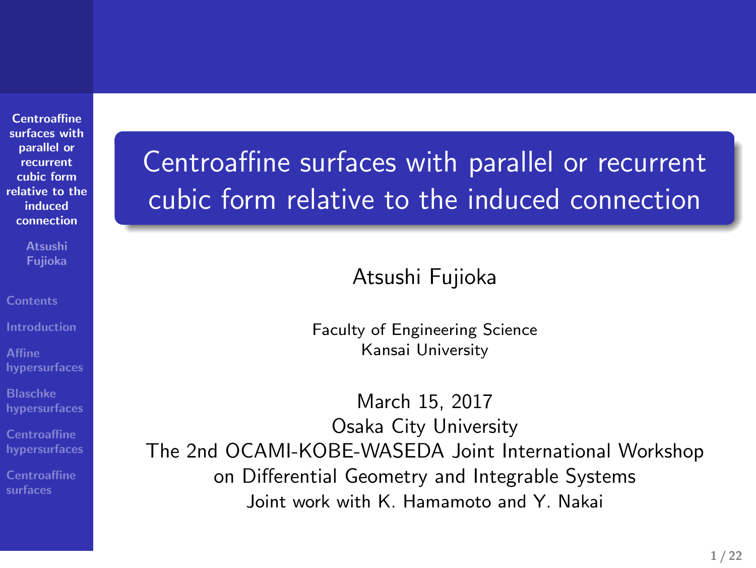# Centroaffine surfaces with parallel or recurrent cubic form relative to the induced connection

Atsushi Fujioka

Faculty of Engineering Science
Kansai University

March 15, 2017
Osaka City University
The 2nd OCAMI-KOBE-WASEDA Joint International Workshop
on Differential Geometry and Integrable Systems
Joint work with K. Hamamoto and Y. Nakai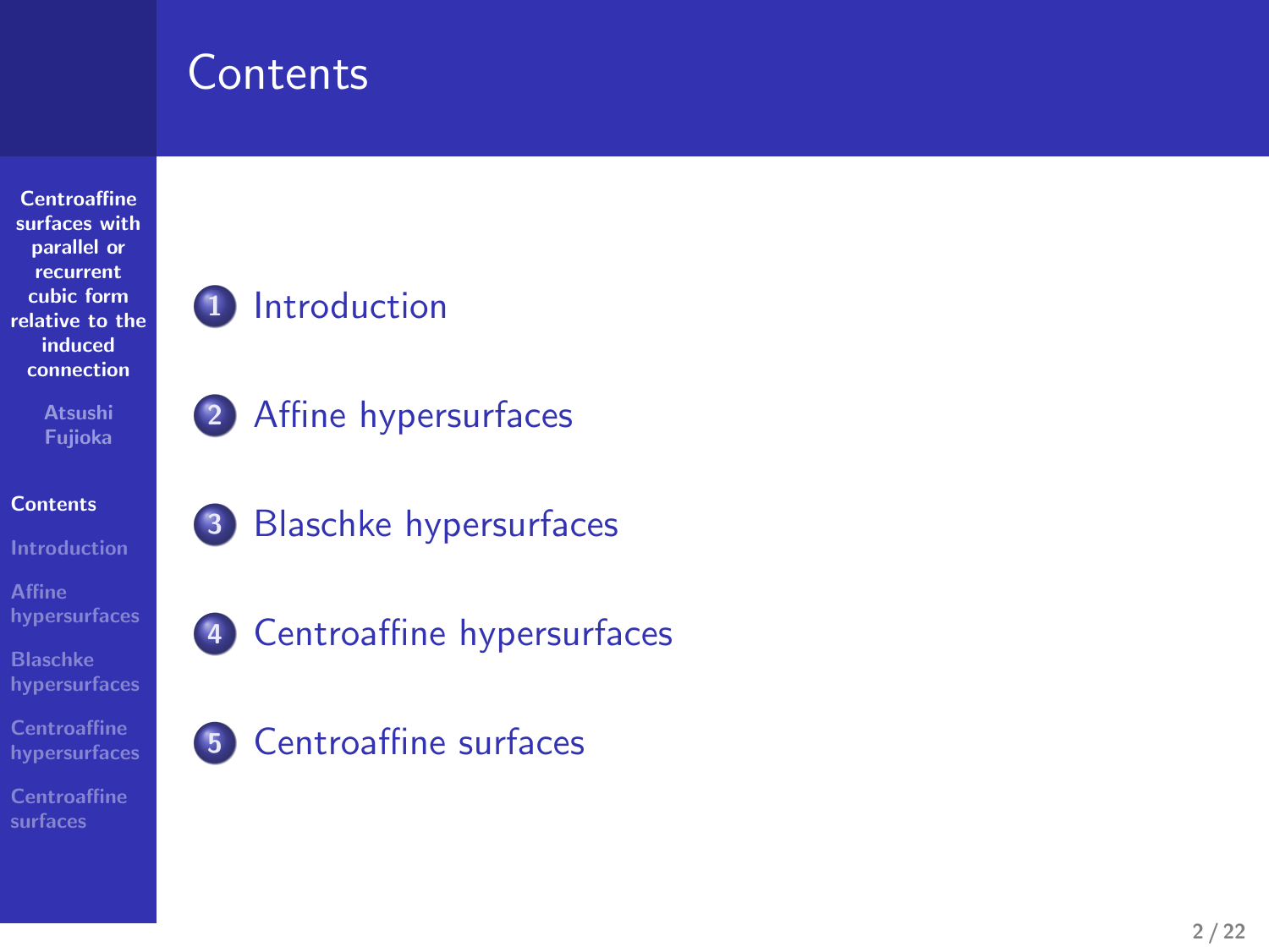# Contents

1. Introduction
2. Affine hypersurfaces
3. Blaschke hypersurfaces
4. Centroaffine hypersurfaces
5. Centroaffine surfaces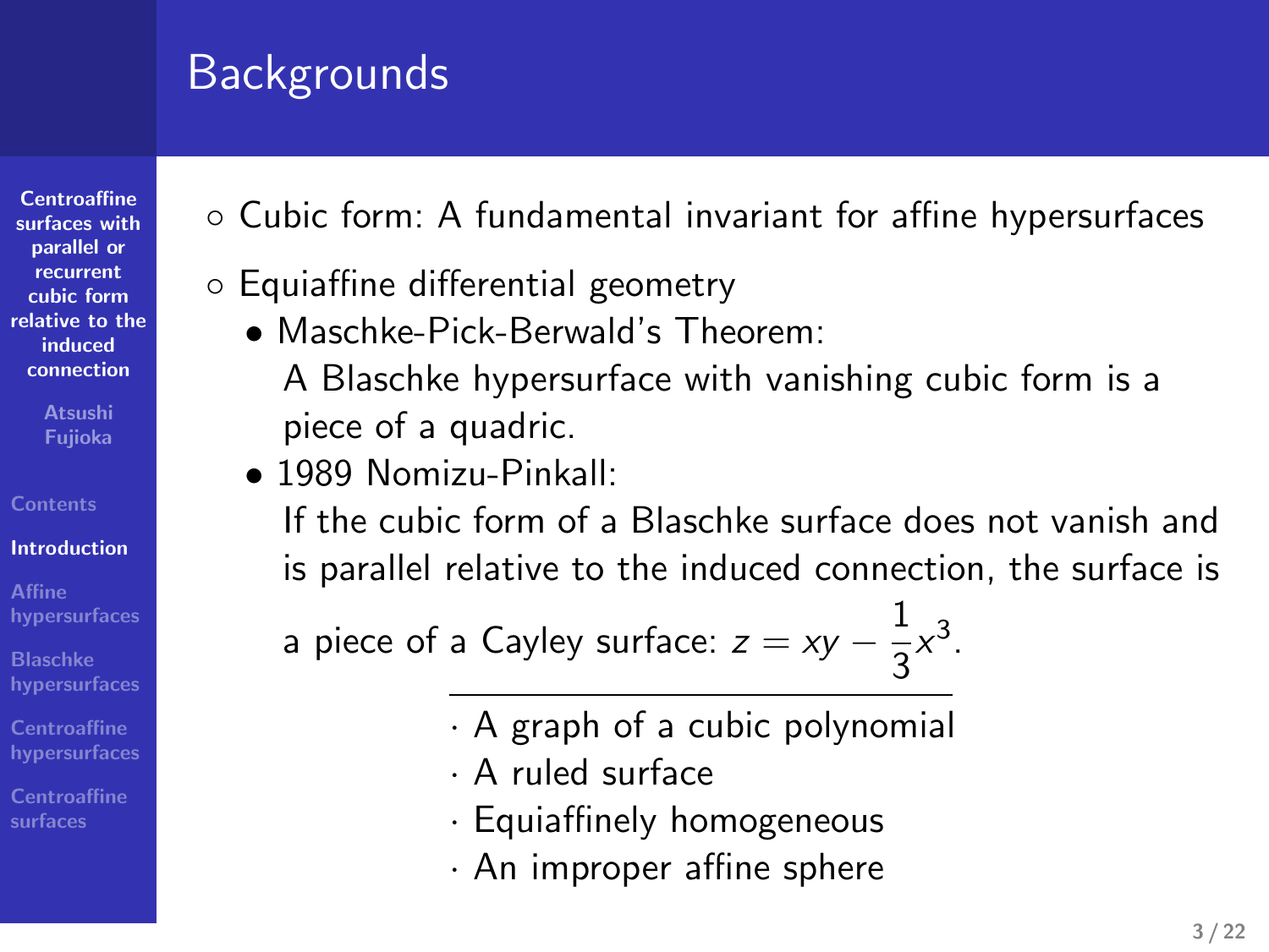# Backgrounds

- Cubic form: A fundamental invariant for affine hypersurfaces
- Equiaffine differential geometry
  - Maschke-Pick-Berwald's Theorem:
    A Blaschke hypersurface with vanishing cubic form is a piece of a quadric.
  - 1989 Nomizu-Pinkall:
    If the cubic form of a Blaschke surface does not vanish and is parallel relative to the induced connection, the surface is a piece of a Cayley surface: $z = xy - \dfrac{1}{3}x^3$.
    - A graph of a cubic polynomial
    - A ruled surface
    - Equiaffinely homogeneous
    - An improper affine sphere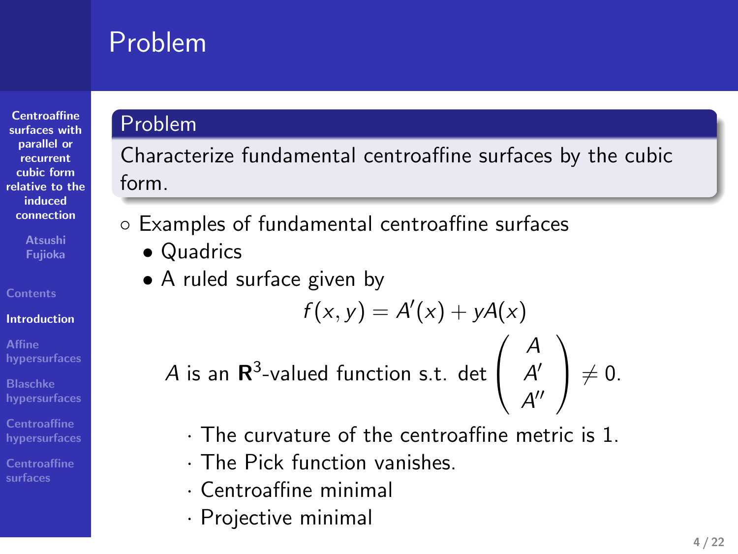# Problem

## Problem

Characterize fundamental centroaffine surfaces by the cubic form.

- Examples of fundamental centroaffine surfaces
  - Quadrics
  - A ruled surface given by

$$f(x, y) = A'(x) + yA(x)$$

$$A \text{ is an } \mathbf{R}^3\text{-valued function s.t. } \det \begin{pmatrix} A \\ A' \\ A'' \end{pmatrix} \neq 0.$$

    - The curvature of the centroaffine metric is 1.
    - The Pick function vanishes.
    - Centroaffine minimal
    - Projective minimal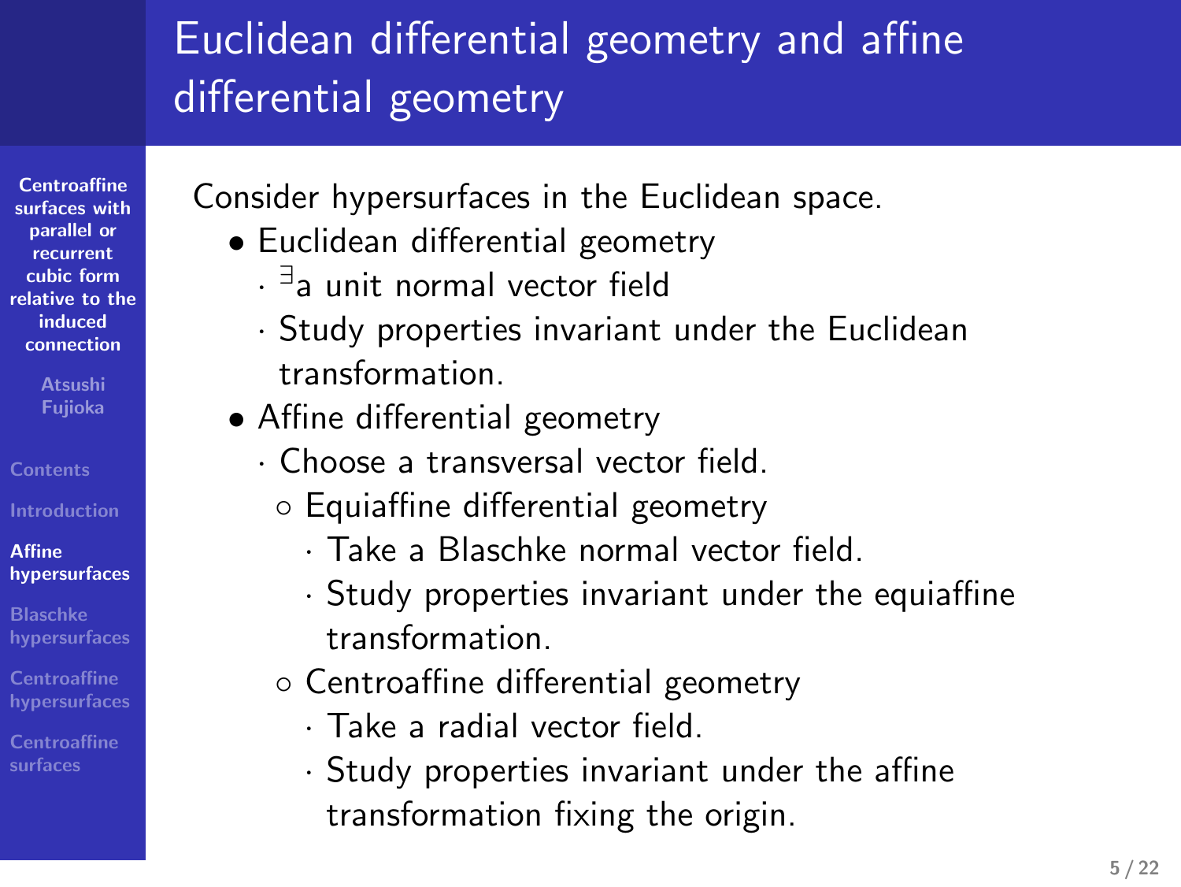# Euclidean differential geometry and affine differential geometry

Consider hypersurfaces in the Euclidean space.

- Euclidean differential geometry
  - $^\exists$a unit normal vector field
  - Study properties invariant under the Euclidean transformation.
- Affine differential geometry
  - Choose a transversal vector field.
    - Equiaffine differential geometry
      - Take a Blaschke normal vector field.
      - Study properties invariant under the equiaffine transformation.
    - Centroaffine differential geometry
      - Take a radial vector field.
      - Study properties invariant under the affine transformation fixing the origin.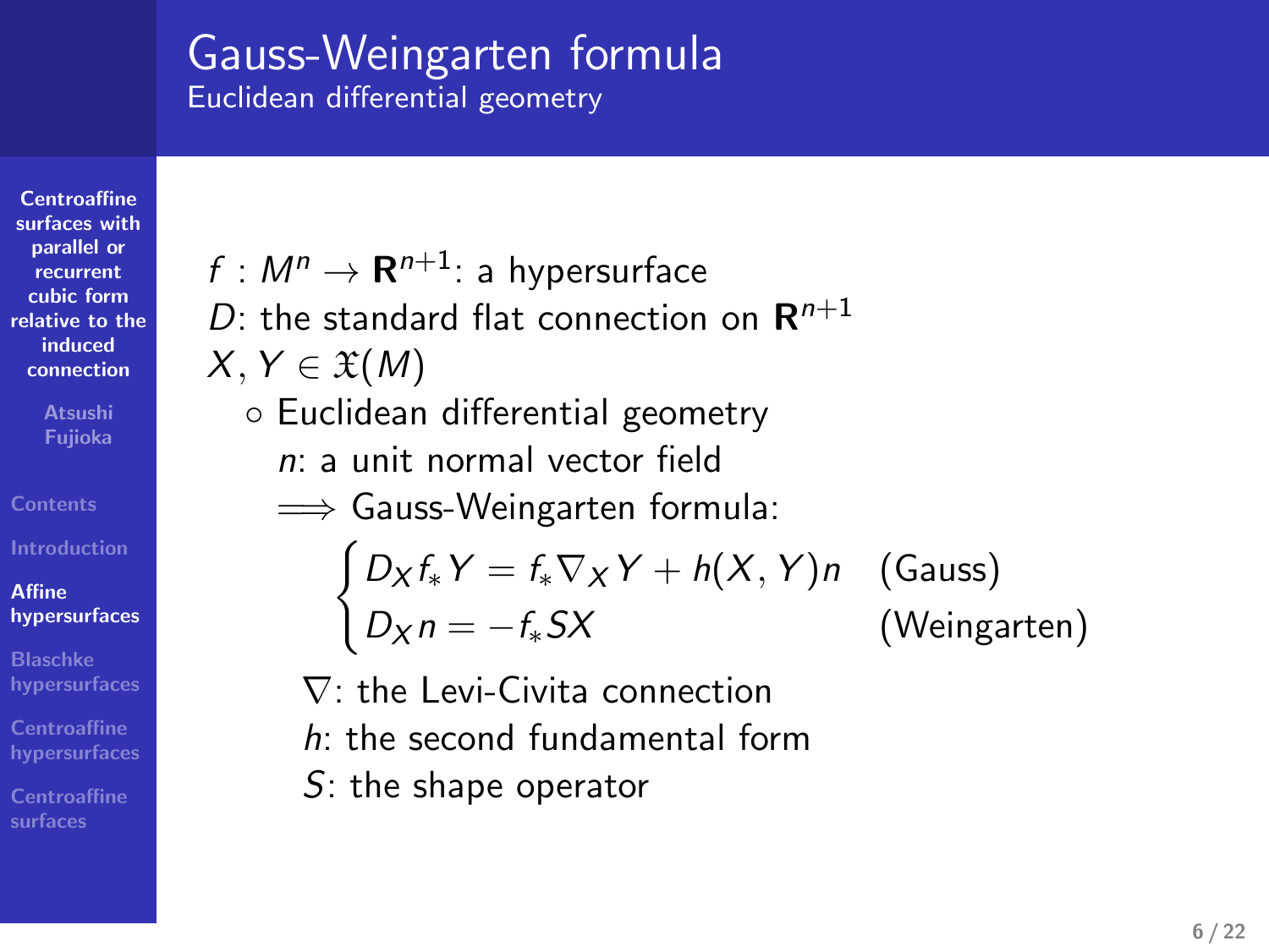## Gauss-Weingarten formula

### Euclidean differential geometry

$f : M^n \to \mathbf{R}^{n+1}$: a hypersurface

$D$: the standard flat connection on $\mathbf{R}^{n+1}$

$X, Y \in \mathfrak{X}(M)$

- Euclidean differential geometry

  $n$: a unit normal vector field

  $\Longrightarrow$ Gauss-Weingarten formula:

$$
\begin{cases}
D_X f_* Y = f_* \nabla_X Y + h(X, Y) n & \text{(Gauss)} \\
D_X n = -f_* S X & \text{(Weingarten)}
\end{cases}
$$

  $\nabla$: the Levi-Civita connection

  $h$: the second fundamental form

  $S$: the shape operator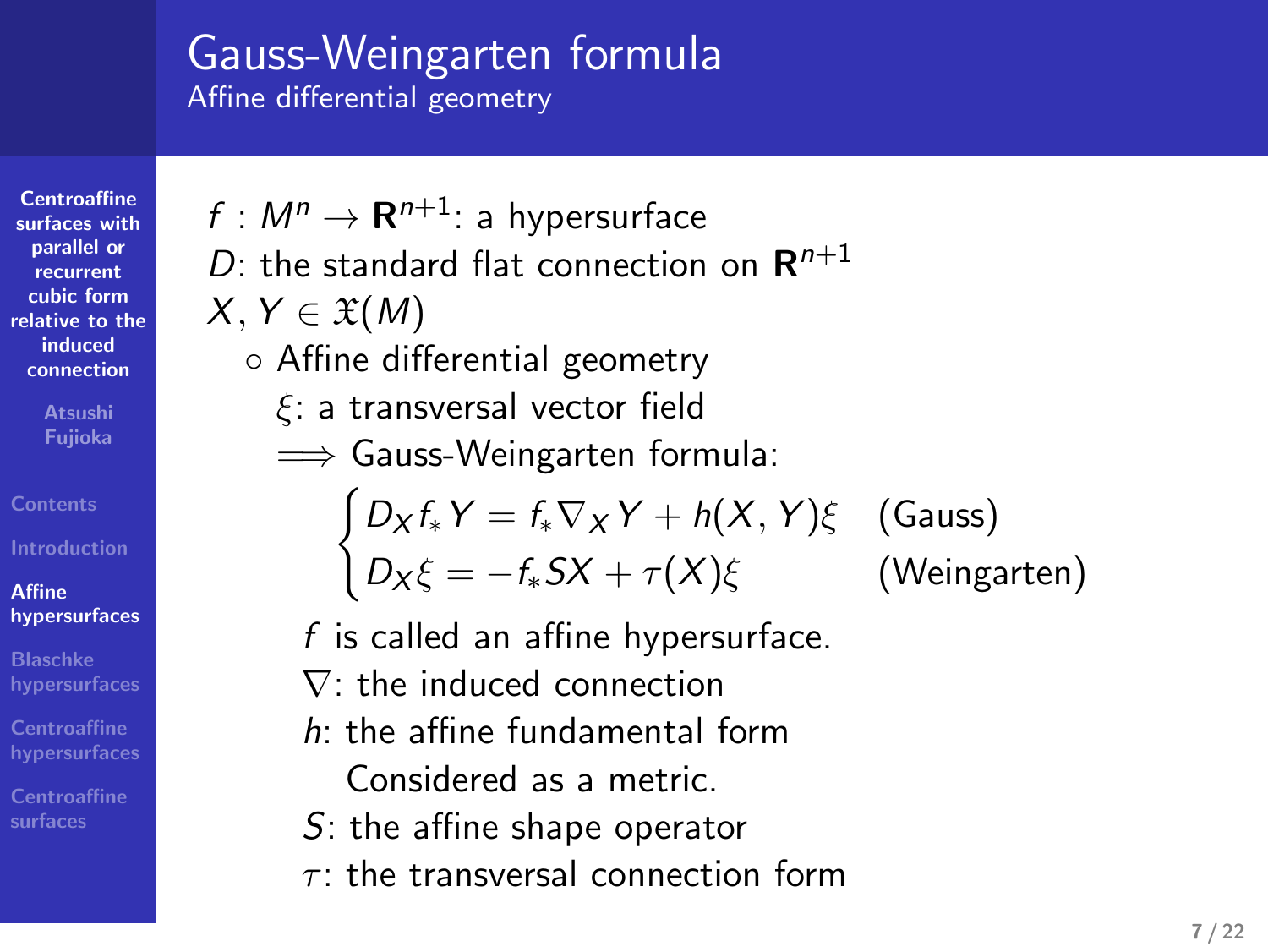## Gauss-Weingarten formula

### Affine differential geometry

$f : M^n \to \mathbf{R}^{n+1}$: a hypersurface

$D$: the standard flat connection on $\mathbf{R}^{n+1}$

$X, Y \in \mathfrak{X}(M)$

- Affine differential geometry

  $\xi$: a transversal vector field

  $\Longrightarrow$ Gauss-Weingarten formula:

$$
\begin{cases}
D_X f_* Y = f_* \nabla_X Y + h(X, Y)\xi & \text{(Gauss)} \\
D_X \xi = -f_* SX + \tau(X)\xi & \text{(Weingarten)}
\end{cases}
$$

  $f$ is called an affine hypersurface.

  $\nabla$: the induced connection

  $h$: the affine fundamental form

  Considered as a metric.

  $S$: the affine shape operator

  $\tau$: the transversal connection form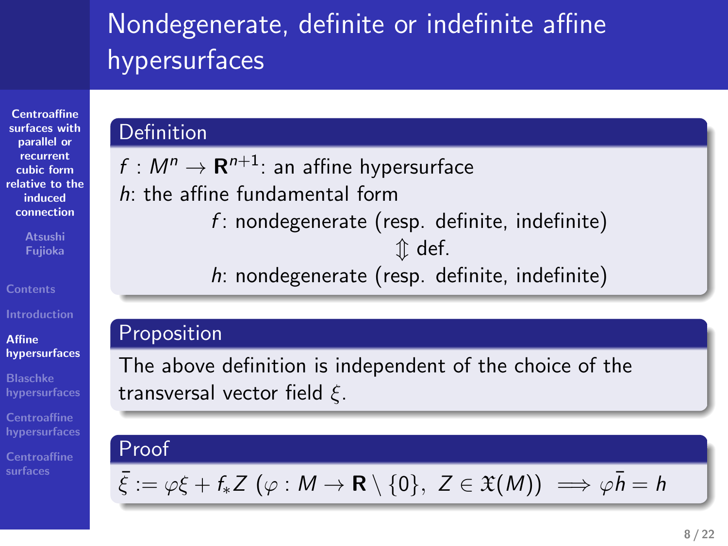# Nondegenerate, definite or indefinite affine hypersurfaces

### Definition

$f : M^n \to \mathbf{R}^{n+1}$: an affine hypersurface

$h$: the affine fundamental form

$$f\text{: nondegenerate (resp. definite, indefinite)}$$
$$\Updownarrow \text{ def.}$$
$$h\text{: nondegenerate (resp. definite, indefinite)}$$

### Proposition

The above definition is independent of the choice of the transversal vector field $\xi$.

### Proof

$$\bar{\xi} := \varphi \xi + f_* Z \ (\varphi : M \to \mathbf{R} \setminus \{0\},\ Z \in \mathfrak{X}(M)) \implies \varphi \bar{h} = h$$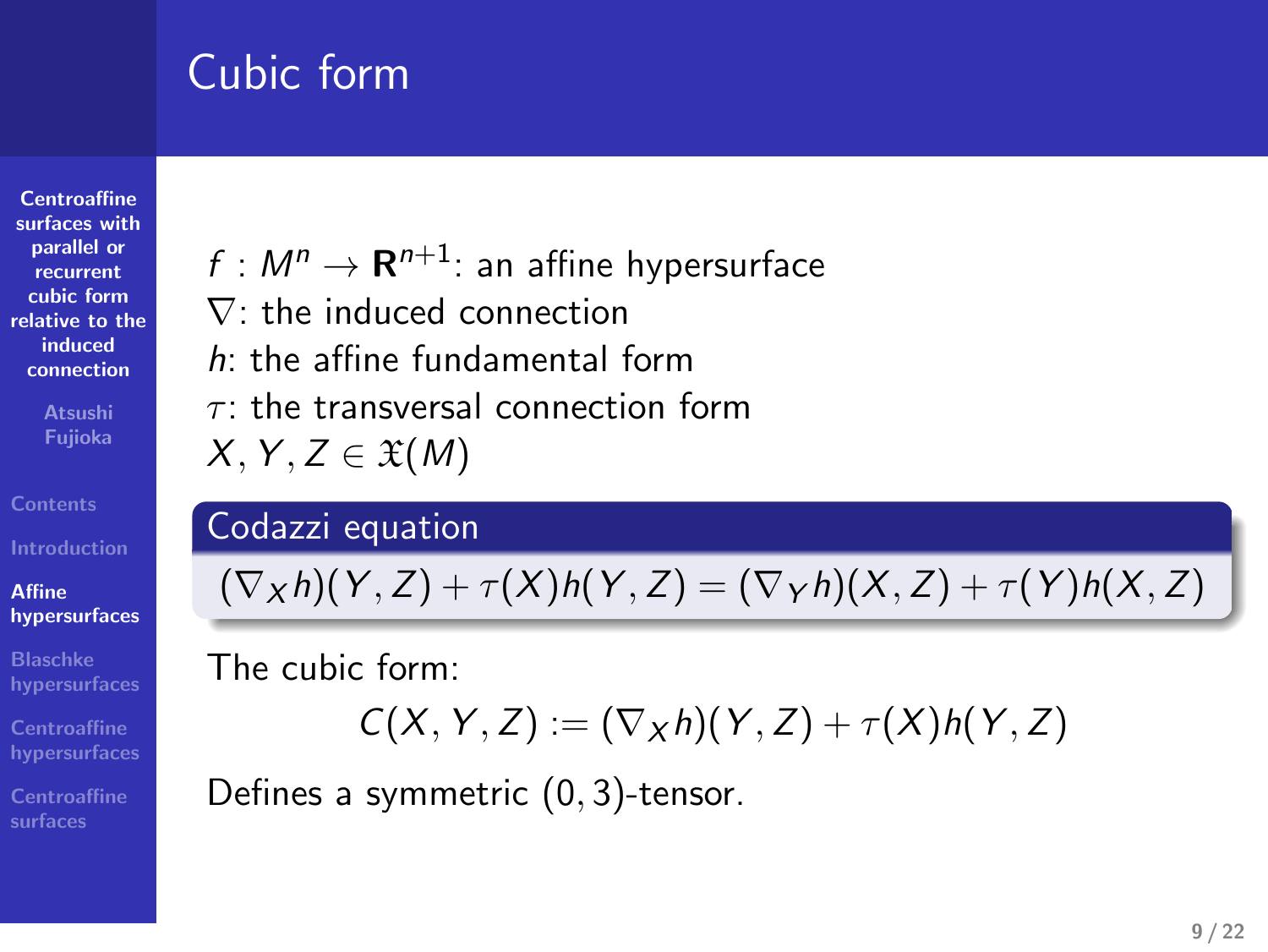# Cubic form

$f : M^n \to \mathbf{R}^{n+1}$: an affine hypersurface
$\nabla$: the induced connection
$h$: the affine fundamental form
$\tau$: the transversal connection form
$X, Y, Z \in \mathfrak{X}(M)$

**Codazzi equation**

$$(\nabla_X h)(Y,Z) + \tau(X)h(Y,Z) = (\nabla_Y h)(X,Z) + \tau(Y)h(X,Z)$$

The cubic form:

$$C(X,Y,Z) := (\nabla_X h)(Y,Z) + \tau(X)h(Y,Z)$$

Defines a symmetric $(0,3)$-tensor.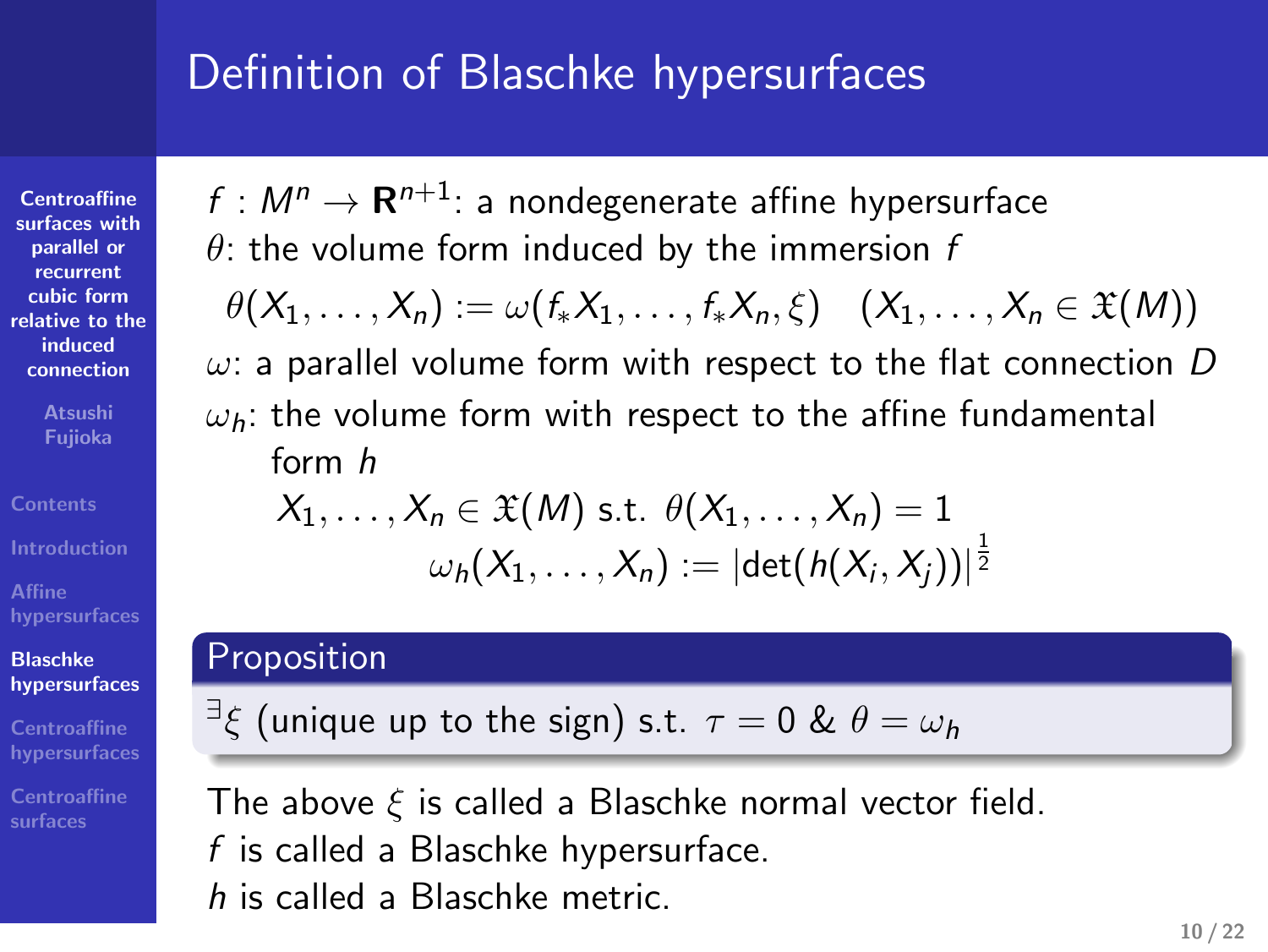# Definition of Blaschke hypersurfaces

$f : M^n \to \mathbf{R}^{n+1}$: a nondegenerate affine hypersurface

$\theta$: the volume form induced by the immersion $f$

$$\theta(X_1, \ldots, X_n) := \omega(f_* X_1, \ldots, f_* X_n, \xi) \quad (X_1, \ldots, X_n \in \mathfrak{X}(M))$$

$\omega$: a parallel volume form with respect to the flat connection $D$

$\omega_h$: the volume form with respect to the affine fundamental form $h$

$$X_1, \ldots, X_n \in \mathfrak{X}(M) \text{ s.t. } \theta(X_1, \ldots, X_n) = 1$$

$$\omega_h(X_1, \ldots, X_n) := |\det(h(X_i, X_j))|^{\frac{1}{2}}$$

**Proposition**

${}^\exists \xi$ (unique up to the sign) s.t. $\tau = 0$ & $\theta = \omega_h$

The above $\xi$ is called a Blaschke normal vector field.
$f$ is called a Blaschke hypersurface.
$h$ is called a Blaschke metric.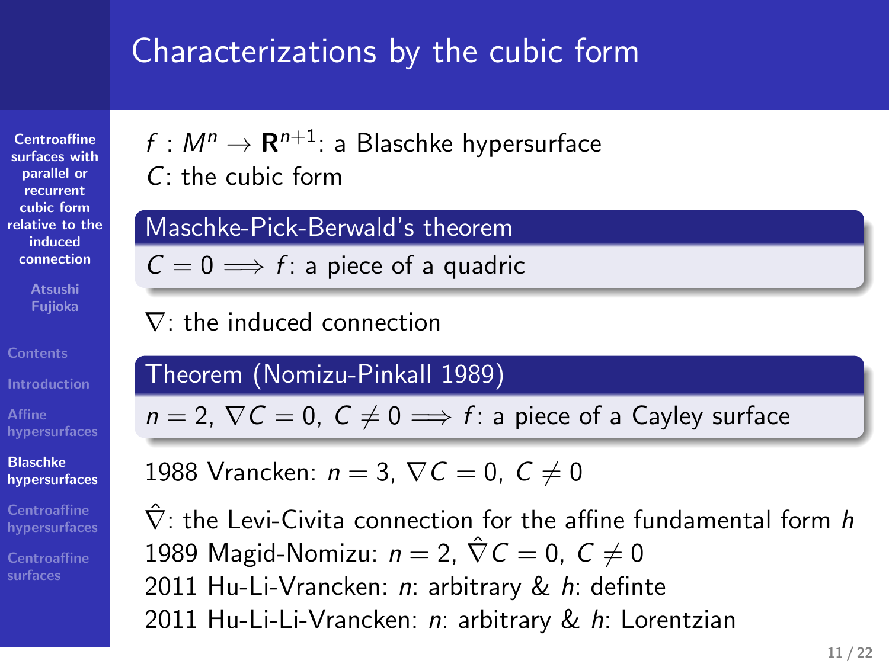# Characterizations by the cubic form

$f : M^n \to \mathbf{R}^{n+1}$: a Blaschke hypersurface
$C$: the cubic form

**Maschke-Pick-Berwald's theorem**

$C = 0 \implies f$: a piece of a quadric

$\nabla$: the induced connection

**Theorem (Nomizu-Pinkall 1989)**

$n = 2,\ \nabla C = 0,\ C \neq 0 \implies f$: a piece of a Cayley surface

1988 Vrancken: $n = 3,\ \nabla C = 0,\ C \neq 0$

$\hat{\nabla}$: the Levi-Civita connection for the affine fundamental form $h$
1989 Magid-Nomizu: $n = 2,\ \hat{\nabla} C = 0,\ C \neq 0$
2011 Hu-Li-Vrancken: $n$: arbitrary & $h$: definte
2011 Hu-Li-Li-Vrancken: $n$: arbitrary & $h$: Lorentzian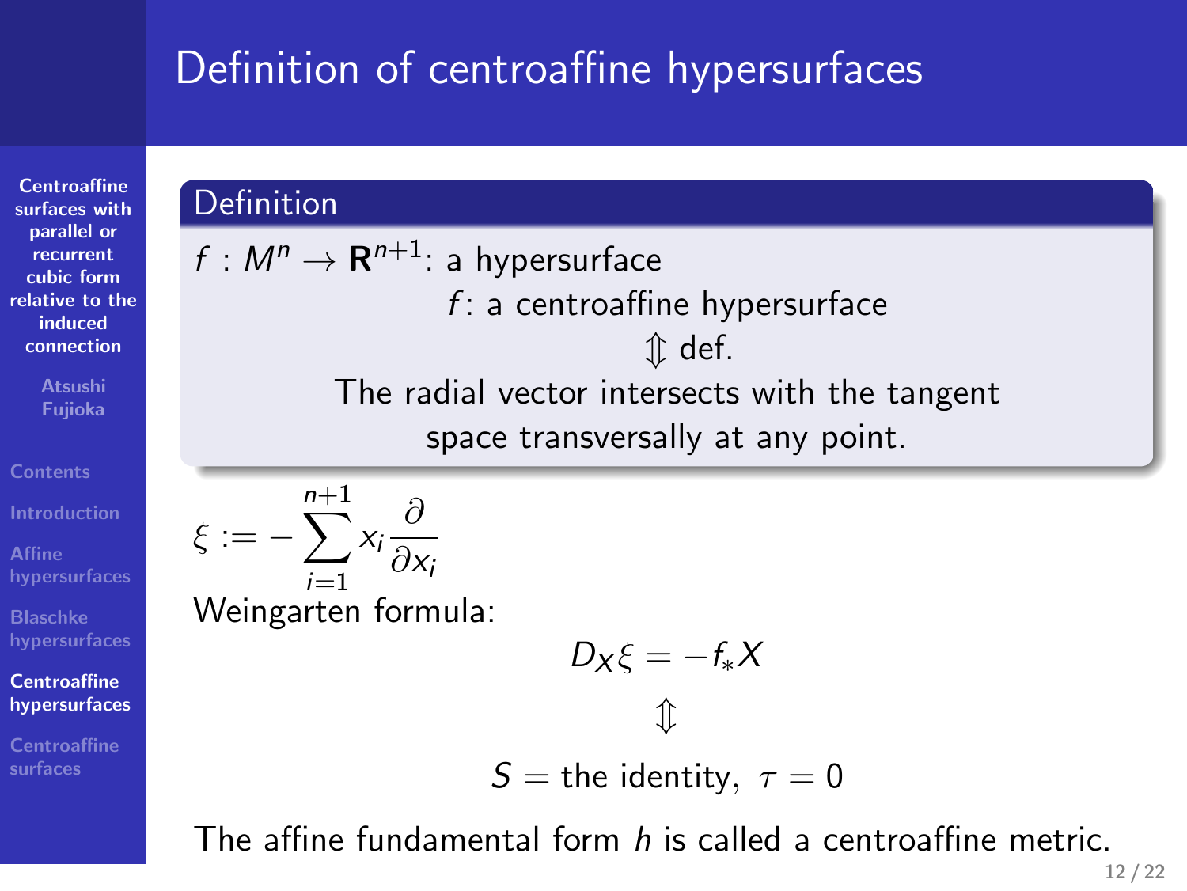# Definition of centroaffine hypersurfaces

**Definition**

$f : M^n \to \mathbf{R}^{n+1}$: a hypersurface

$f$: a centroaffine hypersurface

$\Updownarrow$ def.

The radial vector intersects with the tangent space transversally at any point.

$$\xi := -\sum_{i=1}^{n+1} x_i \frac{\partial}{\partial x_i}$$

Weingarten formula:

$$D_X \xi = -f_* X$$

$$\Updownarrow$$

$$S = \text{the identity}, \ \tau = 0$$

The affine fundamental form $h$ is called a centroaffine metric.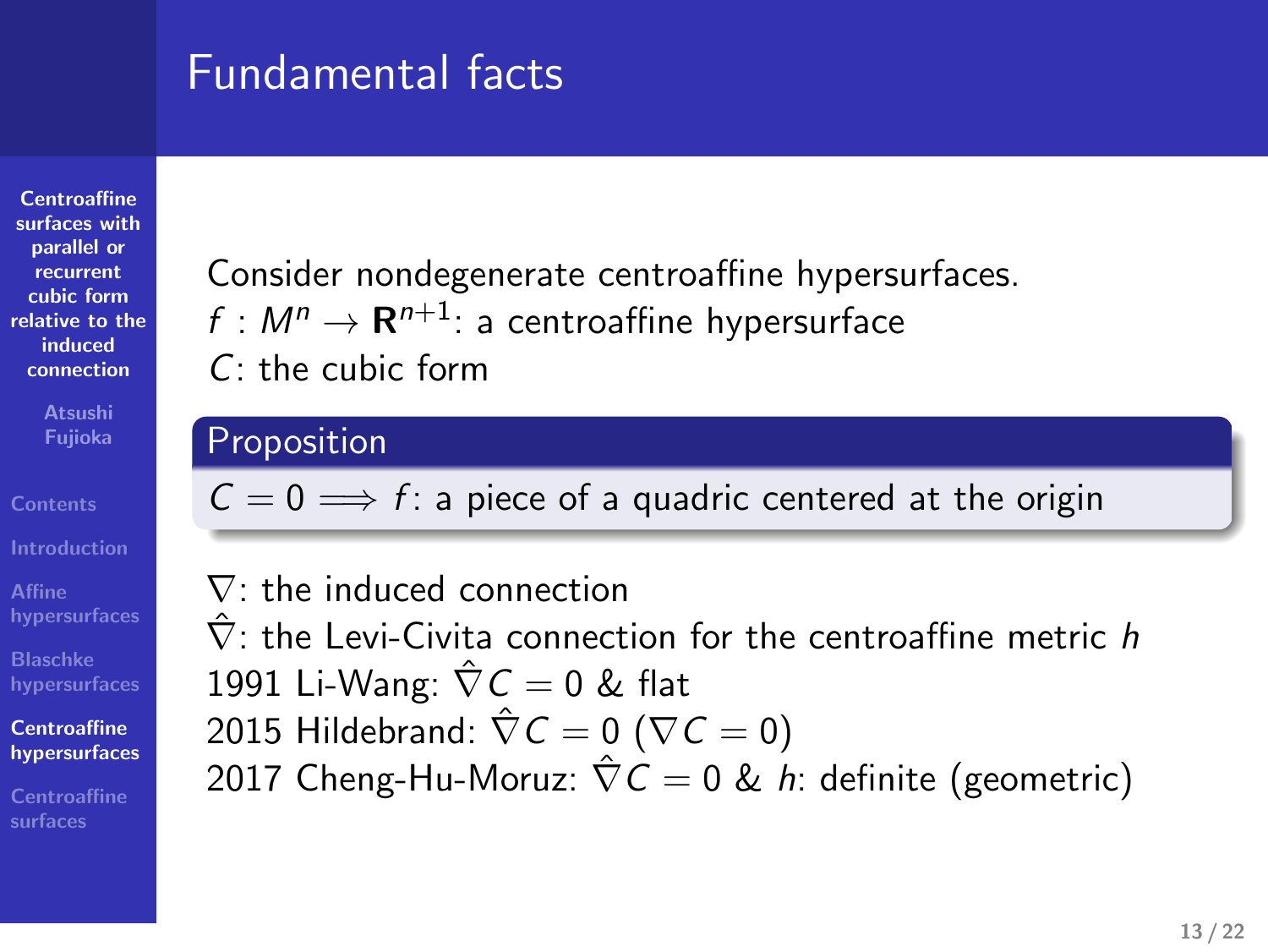# Fundamental facts

Consider nondegenerate centroaffine hypersurfaces.
$f : M^n \to \mathbf{R}^{n+1}$: a centroaffine hypersurface
$C$: the cubic form

**Proposition**

$C = 0 \Longrightarrow f$: a piece of a quadric centered at the origin

$\nabla$: the induced connection
$\hat{\nabla}$: the Levi-Civita connection for the centroaffine metric $h$
1991 Li-Wang: $\hat{\nabla} C = 0$ & flat
2015 Hildebrand: $\hat{\nabla} C = 0$ ($\nabla C = 0$)
2017 Cheng-Hu-Moruz: $\hat{\nabla} C = 0$ & $h$: definite (geometric)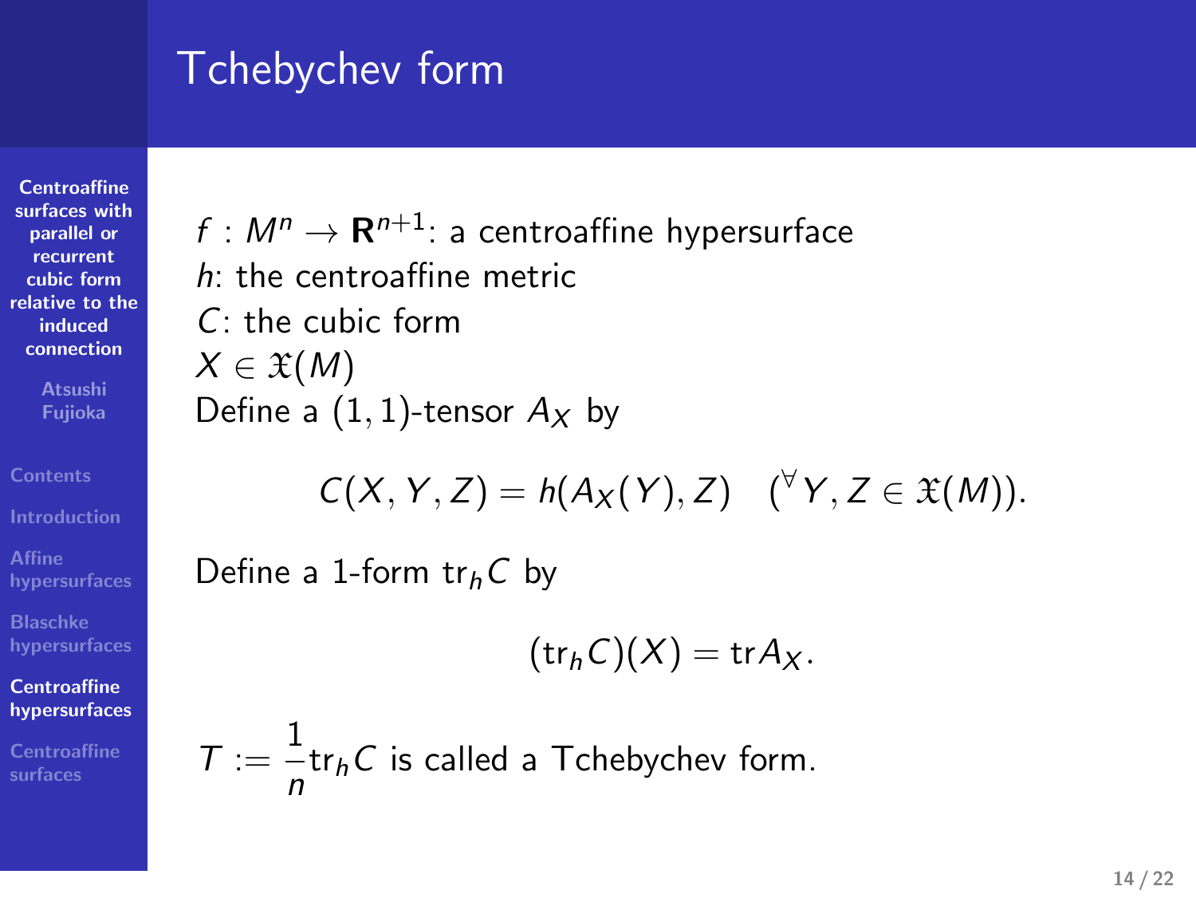# Tchebychev form

$f : M^n \to \mathbf{R}^{n+1}$: a centroaffine hypersurface
$h$: the centroaffine metric
$C$: the cubic form
$X \in \mathfrak{X}(M)$
Define a $(1,1)$-tensor $A_X$ by

$$C(X, Y, Z) = h(A_X(Y), Z) \quad ({}^\forall Y, Z \in \mathfrak{X}(M)).$$

Define a 1-form $\mathrm{tr}_h C$ by

$$(\mathrm{tr}_h C)(X) = \mathrm{tr} A_X.$$

$T := \dfrac{1}{n} \mathrm{tr}_h C$ is called a Tchebychev form.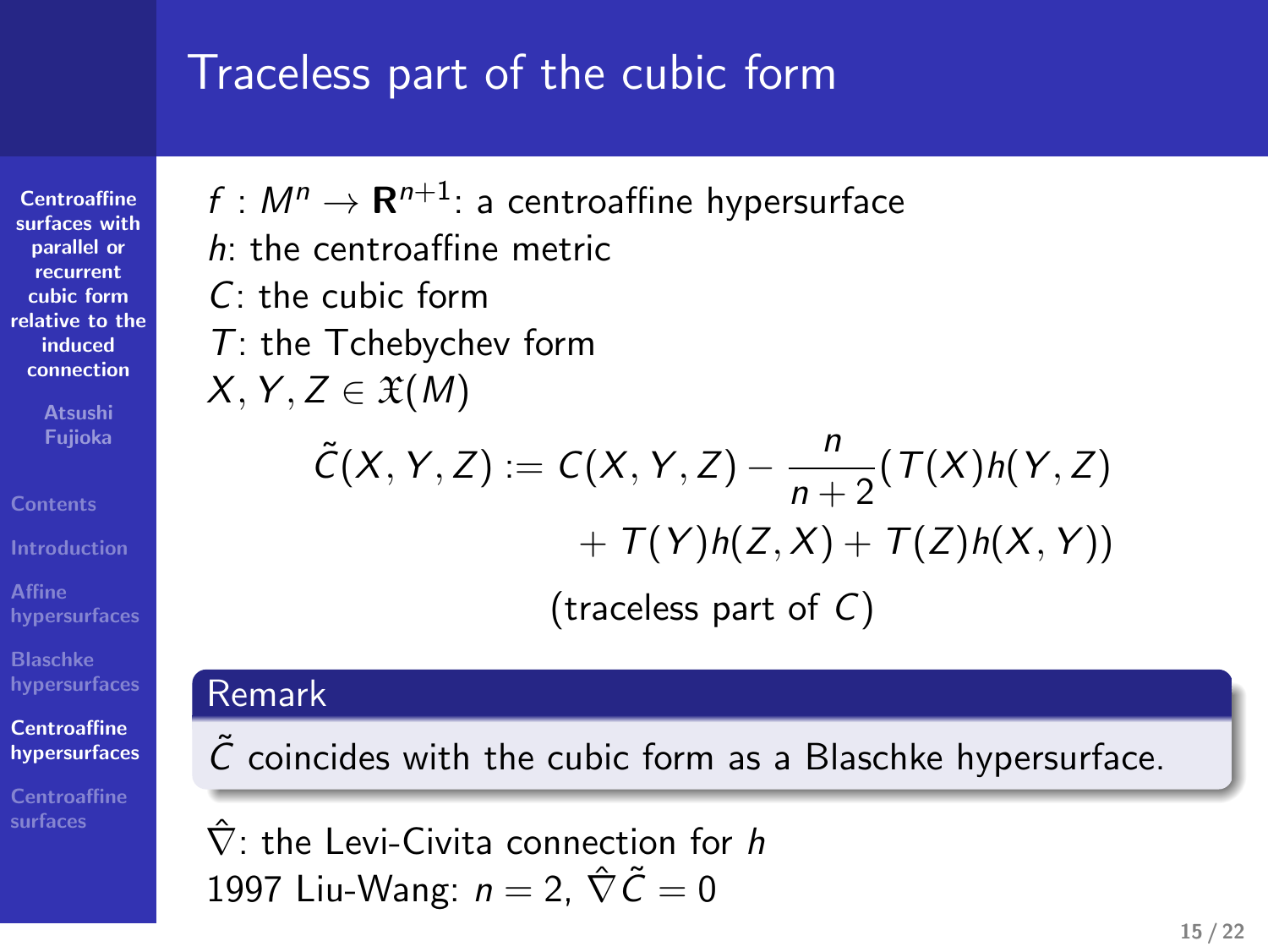# Traceless part of the cubic form

$f : M^n \to \mathbf{R}^{n+1}$: a centroaffine hypersurface
$h$: the centroaffine metric
$C$: the cubic form
$T$: the Tchebychev form
$X, Y, Z \in \mathfrak{X}(M)$

$$\tilde{C}(X, Y, Z) := C(X, Y, Z) - \frac{n}{n+2}(T(X)h(Y, Z) + T(Y)h(Z, X) + T(Z)h(X, Y))$$

(traceless part of $C$)

**Remark**

$\tilde{C}$ coincides with the cubic form as a Blaschke hypersurface.

$\hat{\nabla}$: the Levi-Civita connection for $h$
1997 Liu-Wang: $n = 2$, $\hat{\nabla}\tilde{C} = 0$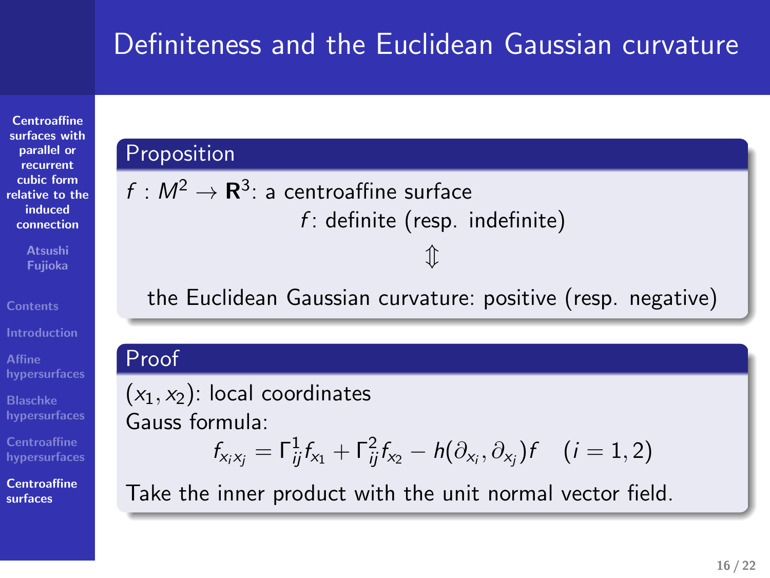# Definiteness and the Euclidean Gaussian curvature

## Proposition

$f : M^2 \to \mathbf{R}^3$: a centroaffine surface

$f$: definite (resp. indefinite)

$$\Updownarrow$$

the Euclidean Gaussian curvature: positive (resp. negative)

## Proof

$(x_1, x_2)$: local coordinates

Gauss formula:

$$f_{x_i x_j} = \Gamma^1_{ij} f_{x_1} + \Gamma^2_{ij} f_{x_2} - h(\partial_{x_i}, \partial_{x_j}) f \quad (i = 1, 2)$$

Take the inner product with the unit normal vector field.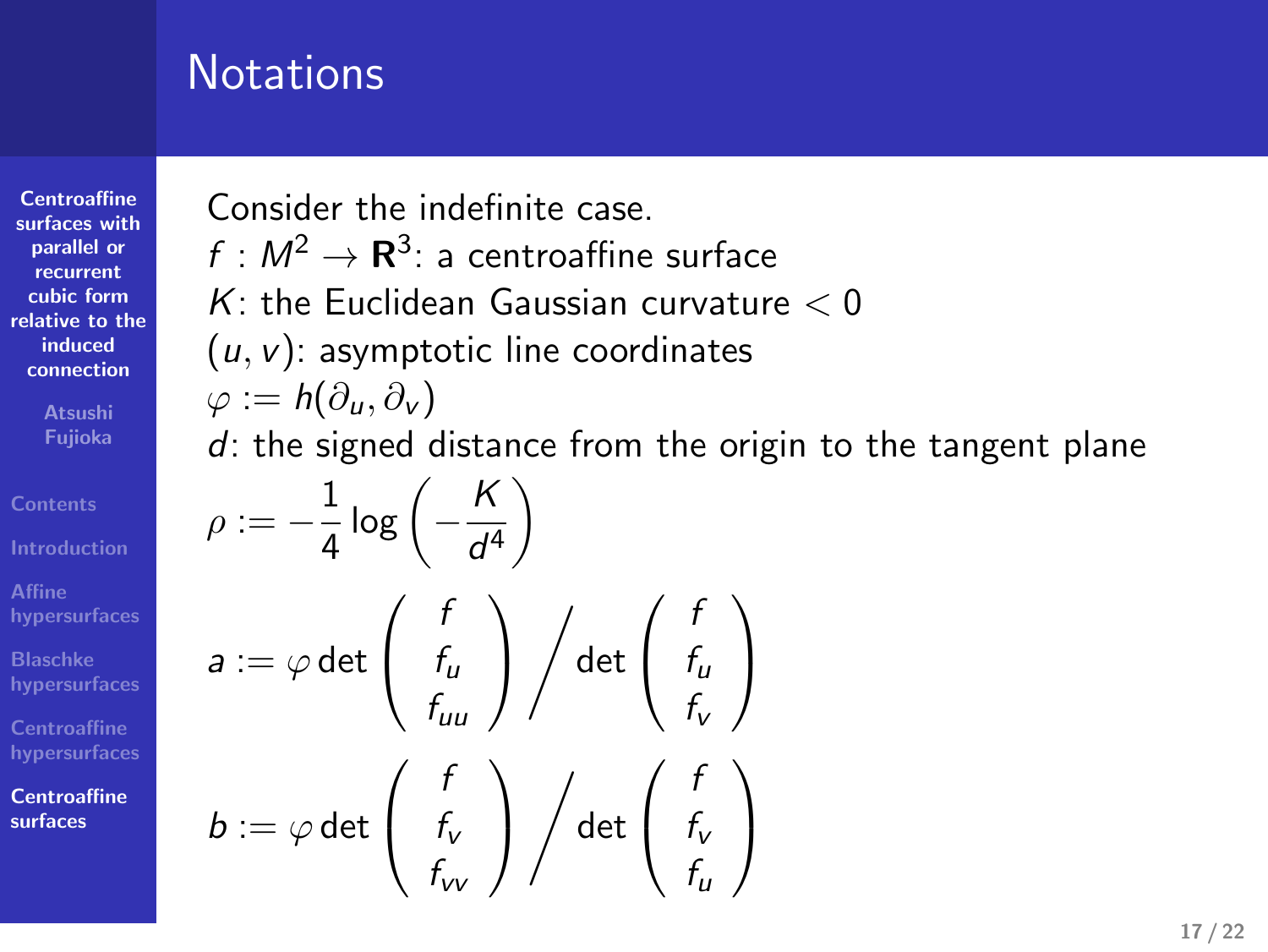# Notations

Consider the indefinite case.

$f : M^2 \to \mathbf{R}^3$: a centroaffine surface

$K$: the Euclidean Gaussian curvature $< 0$

$(u, v)$: asymptotic line coordinates

$\varphi := h(\partial_u, \partial_v)$

$d$: the signed distance from the origin to the tangent plane

$$\rho := -\frac{1}{4} \log \left( -\frac{K}{d^4} \right)$$

$$a := \varphi \det \begin{pmatrix} f \\ f_u \\ f_{uu} \end{pmatrix} \Big/ \det \begin{pmatrix} f \\ f_u \\ f_v \end{pmatrix}$$

$$b := \varphi \det \begin{pmatrix} f \\ f_v \\ f_{vv} \end{pmatrix} \Big/ \det \begin{pmatrix} f \\ f_v \\ f_u \end{pmatrix}$$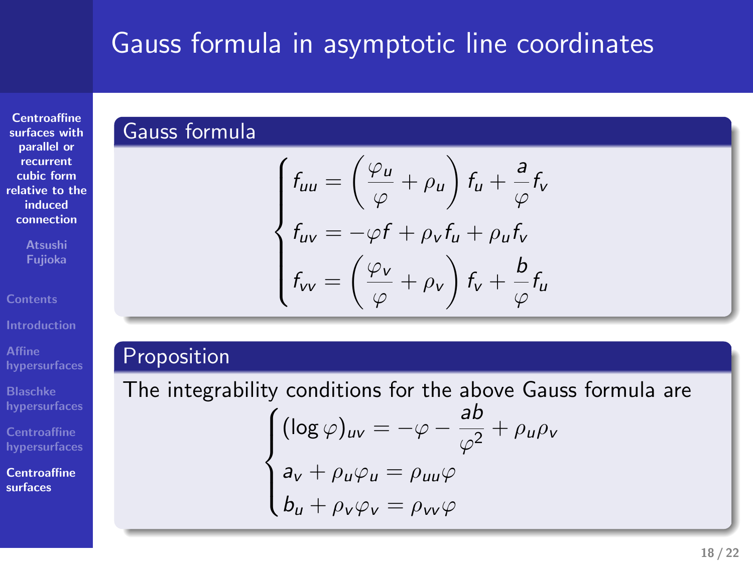# Gauss formula in asymptotic line coordinates

## Gauss formula

$$
\begin{cases}
f_{uu} = \left( \dfrac{\varphi_u}{\varphi} + \rho_u \right) f_u + \dfrac{a}{\varphi} f_v \\[2ex]
f_{uv} = -\varphi f + \rho_v f_u + \rho_u f_v \\[2ex]
f_{vv} = \left( \dfrac{\varphi_v}{\varphi} + \rho_v \right) f_v + \dfrac{b}{\varphi} f_u
\end{cases}
$$

## Proposition

The integrability conditions for the above Gauss formula are

$$
\begin{cases}
(\log \varphi)_{uv} = -\varphi - \dfrac{ab}{\varphi^2} + \rho_u \rho_v \\[2ex]
a_v + \rho_u \varphi_u = \rho_{uu} \varphi \\[1ex]
b_u + \rho_v \varphi_v = \rho_{vv} \varphi
\end{cases}
$$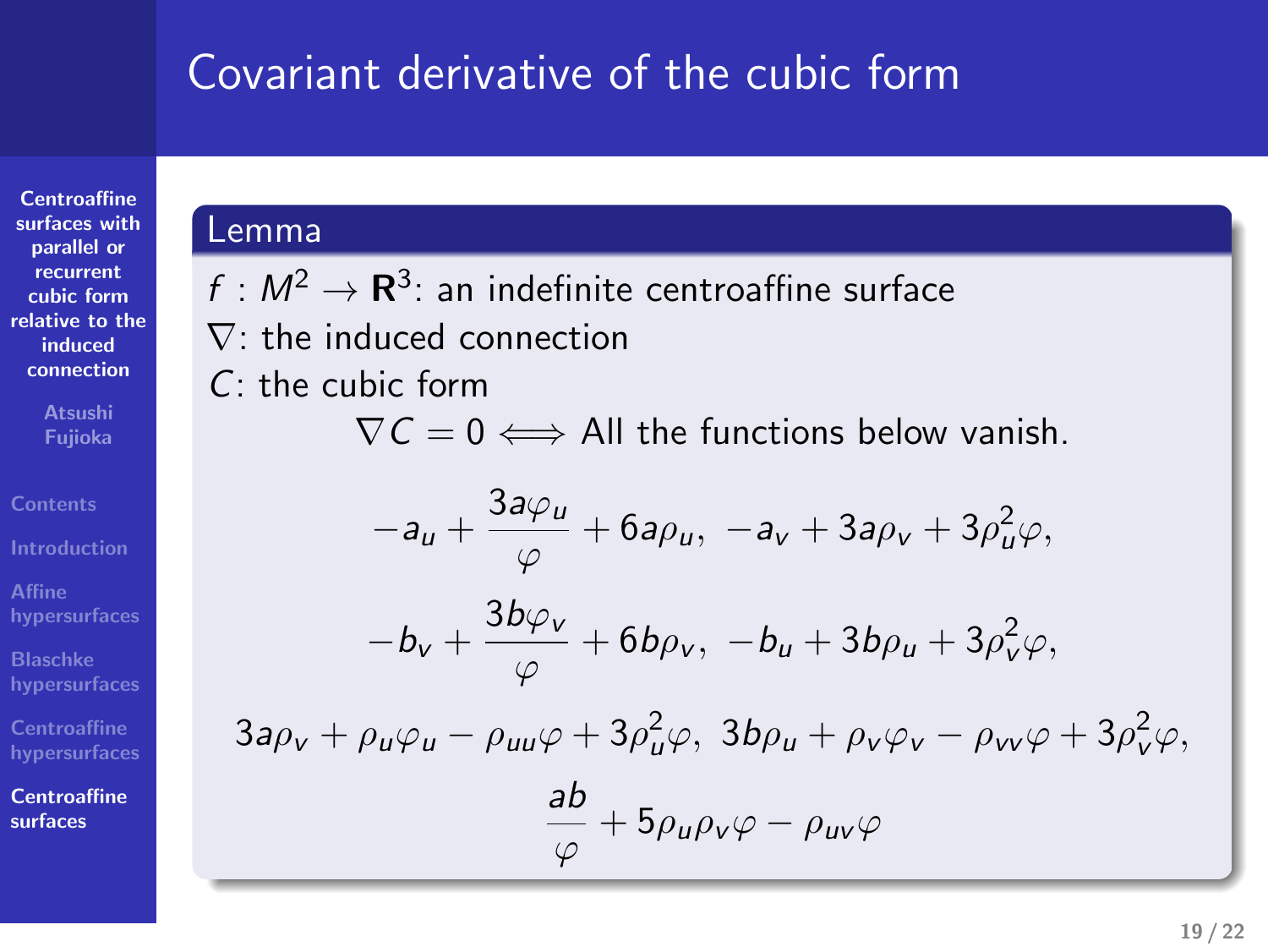# Covariant derivative of the cubic form

**Lemma**

$f : M^2 \to \mathbf{R}^3$: an indefinite centroaffine surface
$\nabla$: the induced connection
$C$: the cubic form

$$\nabla C = 0 \Longleftrightarrow \text{All the functions below vanish.}$$

$$-a_u + \frac{3a\varphi_u}{\varphi} + 6a\rho_u,\ -a_v + 3a\rho_v + 3\rho_u^2\varphi,$$

$$-b_v + \frac{3b\varphi_v}{\varphi} + 6b\rho_v,\ -b_u + 3b\rho_u + 3\rho_v^2\varphi,$$

$$3a\rho_v + \rho_u\varphi_u - \rho_{uu}\varphi + 3\rho_u^2\varphi,\ 3b\rho_u + \rho_v\varphi_v - \rho_{vv}\varphi + 3\rho_v^2\varphi,$$

$$\frac{ab}{\varphi} + 5\rho_u\rho_v\varphi - \rho_{uv}\varphi$$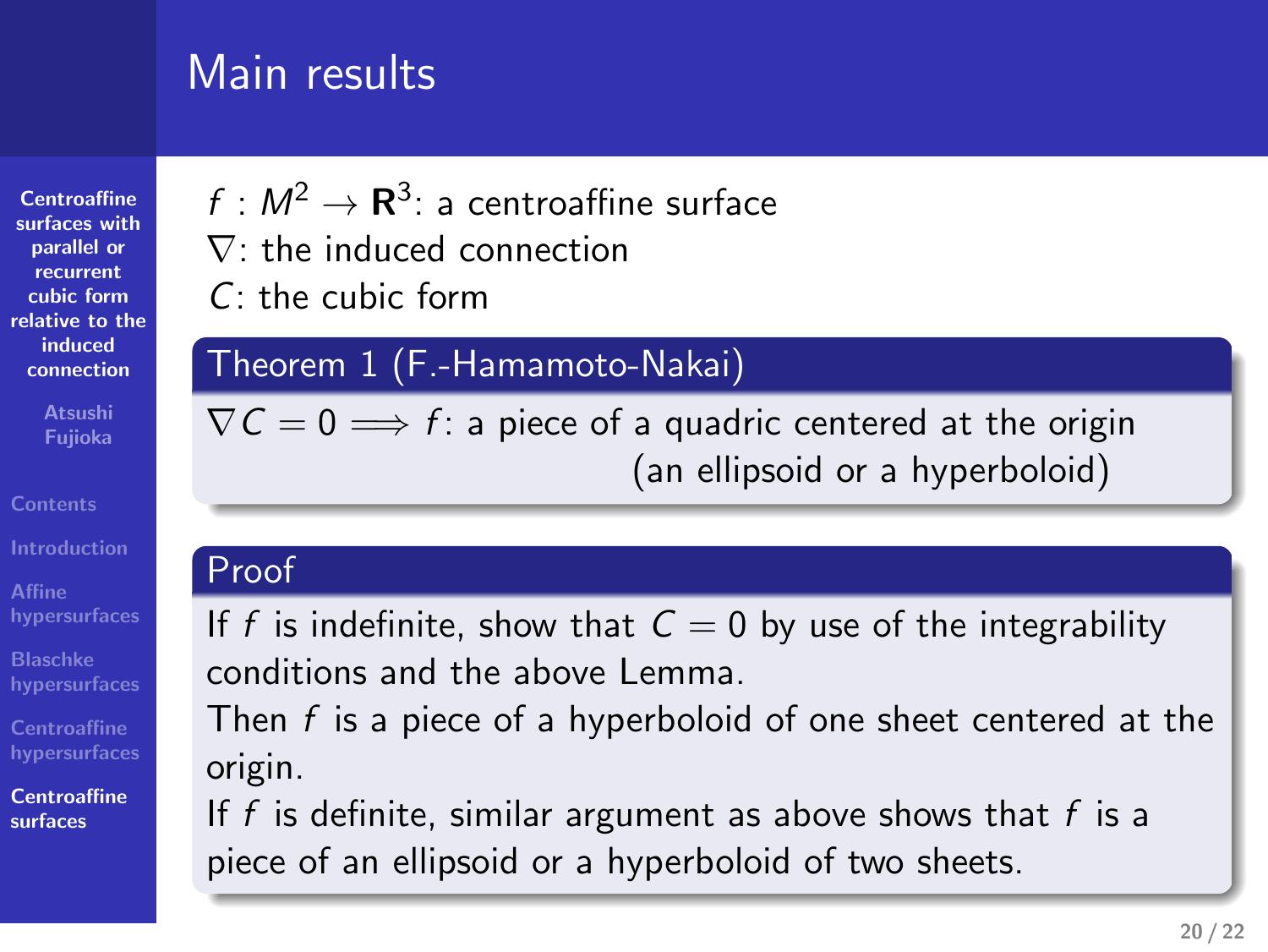# Main results

$f : M^2 \to \mathbf{R}^3$: a centroaffine surface
$\nabla$: the induced connection
$C$: the cubic form

**Theorem 1 (F.-Hamamoto-Nakai)**

$\nabla C = 0 \Longrightarrow f$: a piece of a quadric centered at the origin (an ellipsoid or a hyperboloid)

**Proof**

If $f$ is indefinite, show that $C = 0$ by use of the integrability conditions and the above Lemma.
Then $f$ is a piece of a hyperboloid of one sheet centered at the origin.
If $f$ is definite, similar argument as above shows that $f$ is a piece of an ellipsoid or a hyperboloid of two sheets.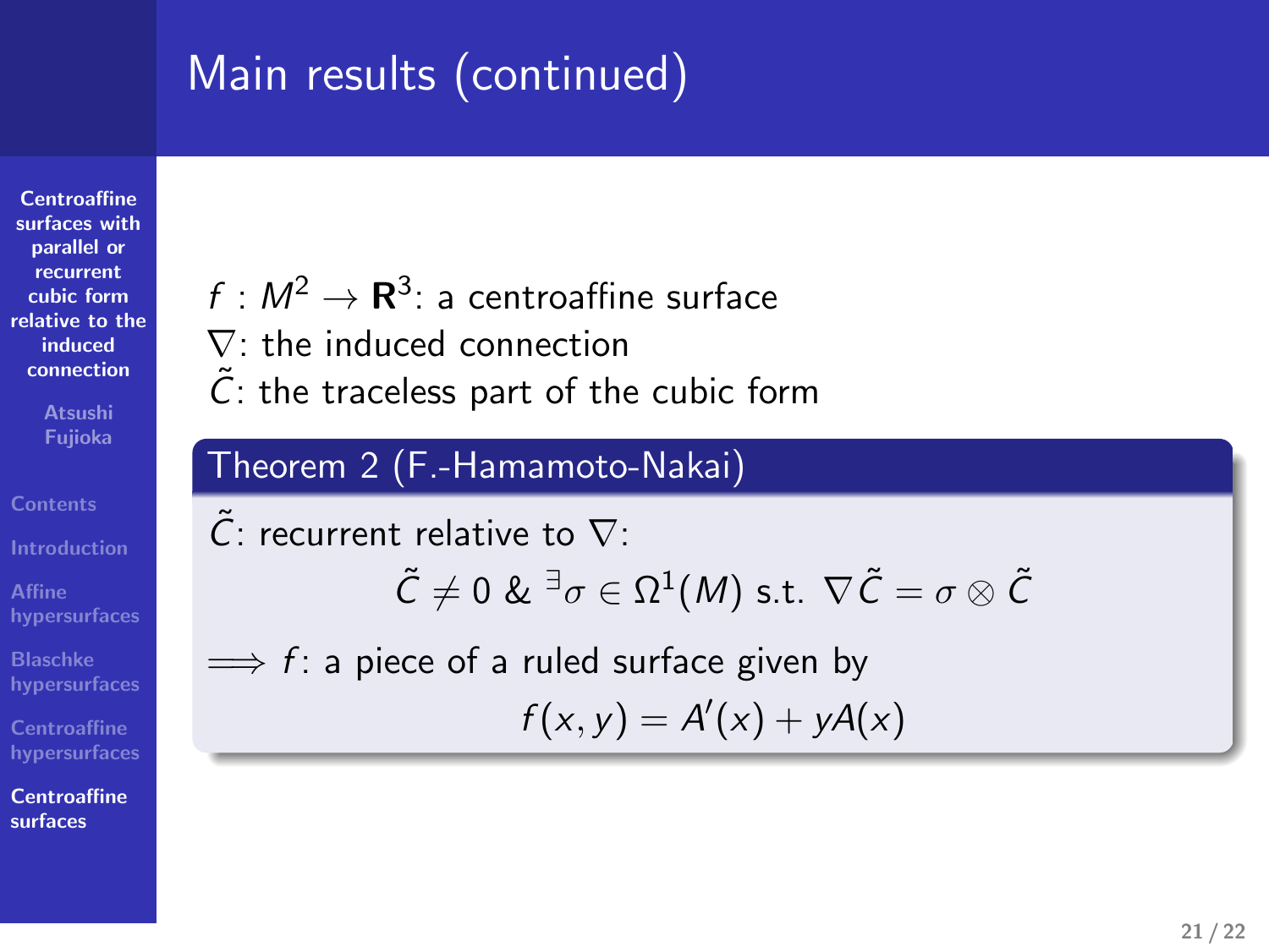# Main results (continued)

$f : M^2 \to \mathbf{R}^3$: a centroaffine surface
$\nabla$: the induced connection
$\tilde{C}$: the traceless part of the cubic form

**Theorem 2 (F.-Hamamoto-Nakai)**

$\tilde{C}$: recurrent relative to $\nabla$:

$$\tilde{C} \neq 0 \ \& \ {}^{\exists}\sigma \in \Omega^1(M) \text{ s.t. } \nabla \tilde{C} = \sigma \otimes \tilde{C}$$

$\Longrightarrow f$: a piece of a ruled surface given by

$$f(x, y) = A'(x) + yA(x)$$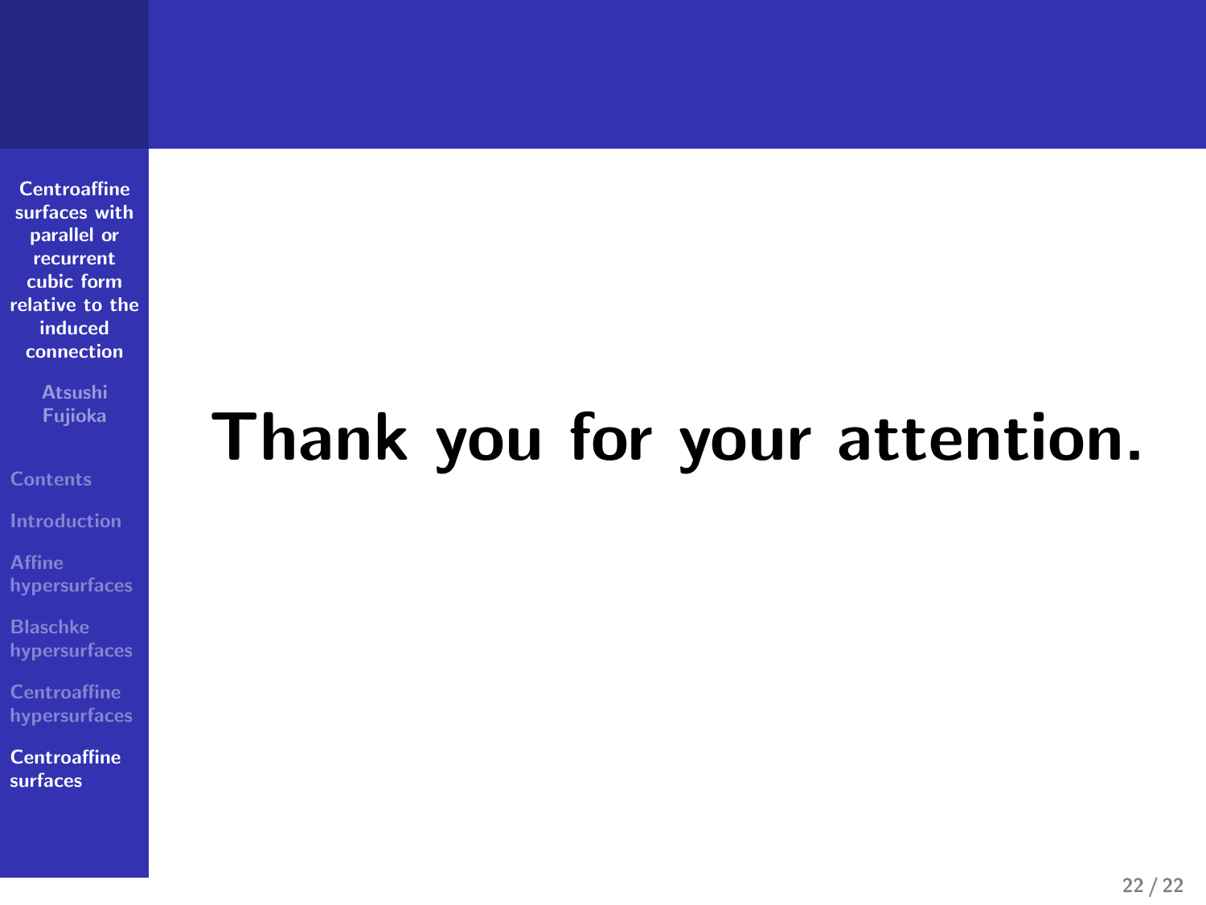# Thank you for your attention.